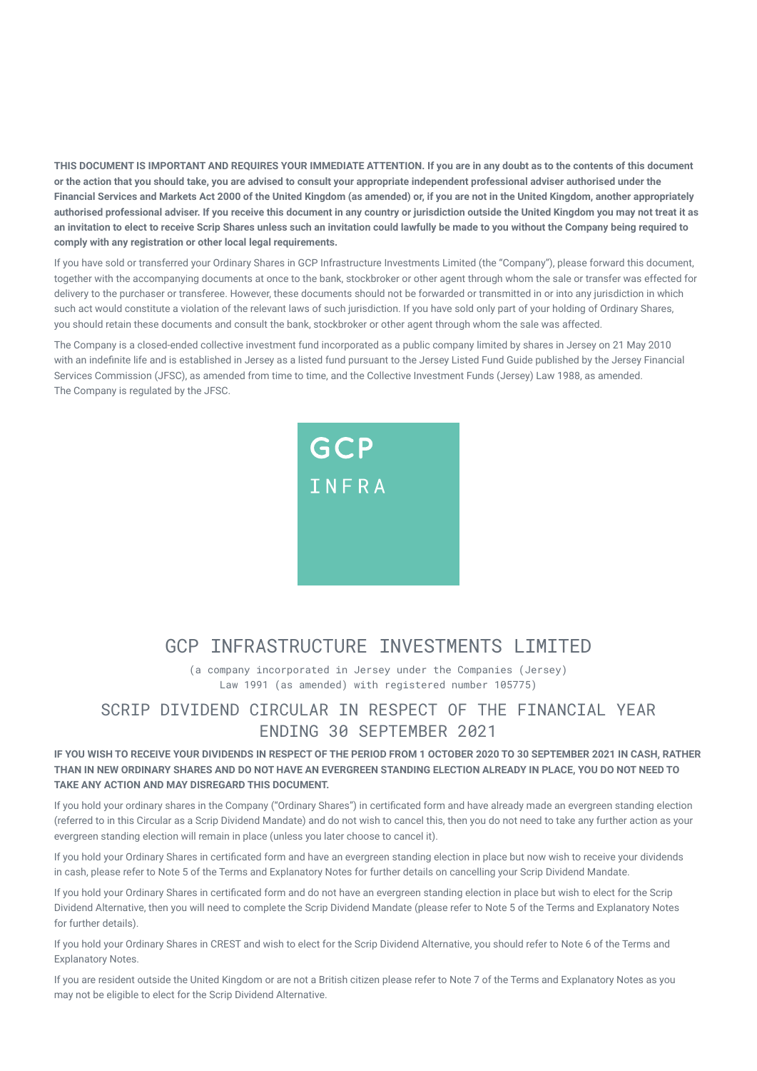**THIS DOCUMENT IS IMPORTANT AND REQUIRES YOUR IMMEDIATE ATTENTION. If you are in any doubt as to the contents of this document or the action that you should take, you are advised to consult your appropriate independent professional adviser authorised under the Financial Services and Markets Act 2000 of the United Kingdom (as amended) or, if you are not in the United Kingdom, another appropriately authorised professional adviser. If you receive this document in any country or jurisdiction outside the United Kingdom you may not treat it as an invitation to elect to receive Scrip Shares unless such an invitation could lawfully be made to you without the Company being required to comply with any registration or other local legal requirements.**

If you have sold or transferred your Ordinary Shares in GCP Infrastructure Investments Limited (the "Company"), please forward this document, together with the accompanying documents at once to the bank, stockbroker or other agent through whom the sale or transfer was effected for delivery to the purchaser or transferee. However, these documents should not be forwarded or transmitted in or into any jurisdiction in which such act would constitute a violation of the relevant laws of such jurisdiction. If you have sold only part of your holding of Ordinary Shares, you should retain these documents and consult the bank, stockbroker or other agent through whom the sale was affected.

The Company is a closed-ended collective investment fund incorporated as a public company limited by shares in Jersey on 21 May 2010 with an indefinite life and is established in Jersey as a listed fund pursuant to the Jersey Listed Fund Guide published by the Jersey Financial Services Commission (JFSC), as amended from time to time, and the Collective Investment Funds (Jersey) Law 1988, as amended. The Company is regulated by the JFSC.

GCP

INFRA

# GCP INFRASTRUCTURE INVESTMENTS LIMITED

(a company incorporated in Jersey under the Companies (Jersey) Law 1991 (as amended) with registered number 105775)

## SCRIP DIVIDEND CIRCULAR IN RESPECT OF THE FINANCIAL YEAR ENDING 30 SEPTEMBER 2021

**IF YOU WISH TO RECEIVE YOUR DIVIDENDS IN RESPECT OF THE PERIOD FROM 1 OCTOBER 2020 TO 30 SEPTEMBER 2021 IN CASH, RATHER THAN IN NEW ORDINARY SHARES AND DO NOT HAVE AN EVERGREEN STANDING ELECTION ALREADY IN PLACE, YOU DO NOT NEED TO TAKE ANY ACTION AND MAY DISREGARD THIS DOCUMENT.**

If you hold your ordinary shares in the Company ("Ordinary Shares") in certificated form and have already made an evergreen standing election (referred to in this Circular as a Scrip Dividend Mandate) and do not wish to cancel this, then you do not need to take any further action as your evergreen standing election will remain in place (unless you later choose to cancel it).

If you hold your Ordinary Shares in certificated form and have an evergreen standing election in place but now wish to receive your dividends in cash, please refer to Note 5 of the Terms and Explanatory Notes for further details on cancelling your Scrip Dividend Mandate.

If you hold your Ordinary Shares in certificated form and do not have an evergreen standing election in place but wish to elect for the Scrip Dividend Alternative, then you will need to complete the Scrip Dividend Mandate (please refer to Note 5 of the Terms and Explanatory Notes for further details).

If you hold your Ordinary Shares in CREST and wish to elect for the Scrip Dividend Alternative, you should refer to Note 6 of the Terms and Explanatory Notes.

If you are resident outside the United Kingdom or are not a British citizen please refer to Note 7 of the Terms and Explanatory Notes as you may not be eligible to elect for the Scrip Dividend Alternative.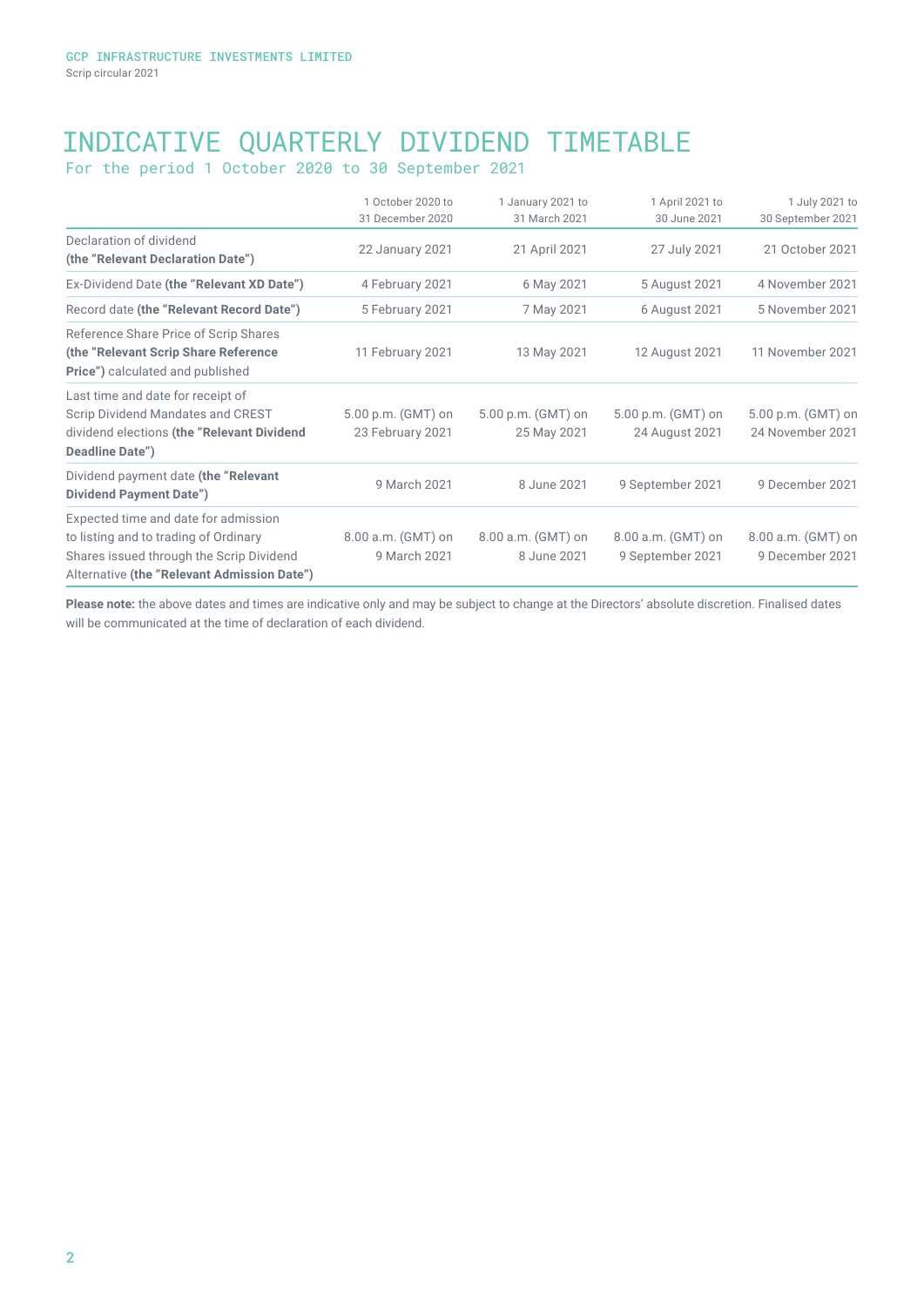# INDICATIVE QUARTERLY DIVIDEND TIMETABLE

For the period 1 October 2020 to 30 September 2021

| | 1 October 2020 to 31 December 2020 | 1 January 2021 to 31 March 2021 | 1 April 2021 to 30 June 2021 | 1 July 2021 to 30 September 2021 |
|---|---|---|---|---|
| Declaration of dividend **(the "Relevant Declaration Date")** | 22 January 2021 | 21 April 2021 | 27 July 2021 | 21 October 2021 |
| Ex-Dividend Date **(the "Relevant XD Date")** | 4 February 2021 | 6 May 2021 | 5 August 2021 | 4 November 2021 |
| Record date **(the "Relevant Record Date")** | 5 February 2021 | 7 May 2021 | 6 August 2021 | 5 November 2021 |
| Reference Share Price of Scrip Shares **(the "Relevant Scrip Share Reference Price")** calculated and published | 11 February 2021 | 13 May 2021 | 12 August 2021 | 11 November 2021 |
| Last time and date for receipt of Scrip Dividend Mandates and CREST dividend elections **(the "Relevant Dividend Deadline Date")** | 5.00 p.m. (GMT) on 23 February 2021 | 5.00 p.m. (GMT) on 25 May 2021 | 5.00 p.m. (GMT) on 24 August 2021 | 5.00 p.m. (GMT) on 24 November 2021 |
| Dividend payment date **(the "Relevant Dividend Payment Date")** | 9 March 2021 | 8 June 2021 | 9 September 2021 | 9 December 2021 |
| Expected time and date for admission to listing and to trading of Ordinary Shares issued through the Scrip Dividend Alternative **(the "Relevant Admission Date")** | 8.00 a.m. (GMT) on 9 March 2021 | 8.00 a.m. (GMT) on 8 June 2021 | 8.00 a.m. (GMT) on 9 September 2021 | 8.00 a.m. (GMT) on 9 December 2021 |

**Please note:** the above dates and times are indicative only and may be subject to change at the Directors' absolute discretion. Finalised dates will be communicated at the time of declaration of each dividend.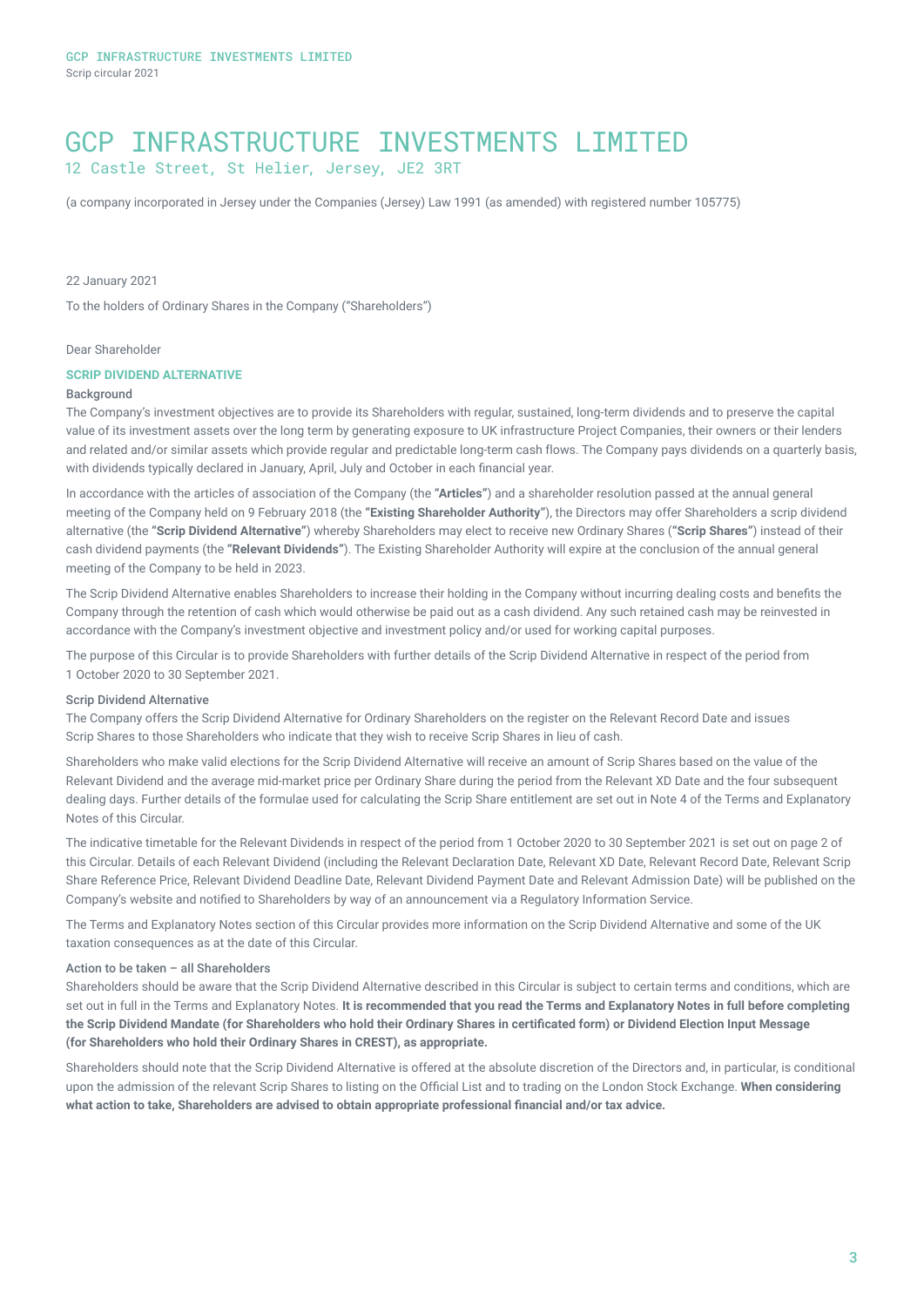# GCP INFRASTRUCTURE INVESTMENTS LIMITED

12 Castle Street, St Helier, Jersey, JE2 3RT

(a company incorporated in Jersey under the Companies (Jersey) Law 1991 (as amended) with registered number 105775)

22 January 2021

To the holders of Ordinary Shares in the Company ("Shareholders")

Dear Shareholder

## SCRIP DIVIDEND ALTERNATIVE

### Background

The Company's investment objectives are to provide its Shareholders with regular, sustained, long-term dividends and to preserve the capital value of its investment assets over the long term by generating exposure to UK infrastructure Project Companies, their owners or their lenders and related and/or similar assets which provide regular and predictable long-term cash flows. The Company pays dividends on a quarterly basis, with dividends typically declared in January, April, July and October in each financial year.

In accordance with the articles of association of the Company (the **"Articles"**) and a shareholder resolution passed at the annual general meeting of the Company held on 9 February 2018 (the **"Existing Shareholder Authority"**), the Directors may offer Shareholders a scrip dividend alternative (the **"Scrip Dividend Alternative"**) whereby Shareholders may elect to receive new Ordinary Shares (**"Scrip Shares"**) instead of their cash dividend payments (the **"Relevant Dividends"**). The Existing Shareholder Authority will expire at the conclusion of the annual general meeting of the Company to be held in 2023.

The Scrip Dividend Alternative enables Shareholders to increase their holding in the Company without incurring dealing costs and benefits the Company through the retention of cash which would otherwise be paid out as a cash dividend. Any such retained cash may be reinvested in accordance with the Company's investment objective and investment policy and/or used for working capital purposes.

The purpose of this Circular is to provide Shareholders with further details of the Scrip Dividend Alternative in respect of the period from 1 October 2020 to 30 September 2021.

### Scrip Dividend Alternative

The Company offers the Scrip Dividend Alternative for Ordinary Shareholders on the register on the Relevant Record Date and issues Scrip Shares to those Shareholders who indicate that they wish to receive Scrip Shares in lieu of cash.

Shareholders who make valid elections for the Scrip Dividend Alternative will receive an amount of Scrip Shares based on the value of the Relevant Dividend and the average mid-market price per Ordinary Share during the period from the Relevant XD Date and the four subsequent dealing days. Further details of the formulae used for calculating the Scrip Share entitlement are set out in Note 4 of the Terms and Explanatory Notes of this Circular.

The indicative timetable for the Relevant Dividends in respect of the period from 1 October 2020 to 30 September 2021 is set out on page 2 of this Circular. Details of each Relevant Dividend (including the Relevant Declaration Date, Relevant XD Date, Relevant Record Date, Relevant Scrip Share Reference Price, Relevant Dividend Deadline Date, Relevant Dividend Payment Date and Relevant Admission Date) will be published on the Company's website and notified to Shareholders by way of an announcement via a Regulatory Information Service.

The Terms and Explanatory Notes section of this Circular provides more information on the Scrip Dividend Alternative and some of the UK taxation consequences as at the date of this Circular.

### Action to be taken – all Shareholders

Shareholders should be aware that the Scrip Dividend Alternative described in this Circular is subject to certain terms and conditions, which are set out in full in the Terms and Explanatory Notes. **It is recommended that you read the Terms and Explanatory Notes in full before completing the Scrip Dividend Mandate (for Shareholders who hold their Ordinary Shares in certificated form) or Dividend Election Input Message (for Shareholders who hold their Ordinary Shares in CREST), as appropriate.**

Shareholders should note that the Scrip Dividend Alternative is offered at the absolute discretion of the Directors and, in particular, is conditional upon the admission of the relevant Scrip Shares to listing on the Official List and to trading on the London Stock Exchange. **When considering what action to take, Shareholders are advised to obtain appropriate professional financial and/or tax advice.**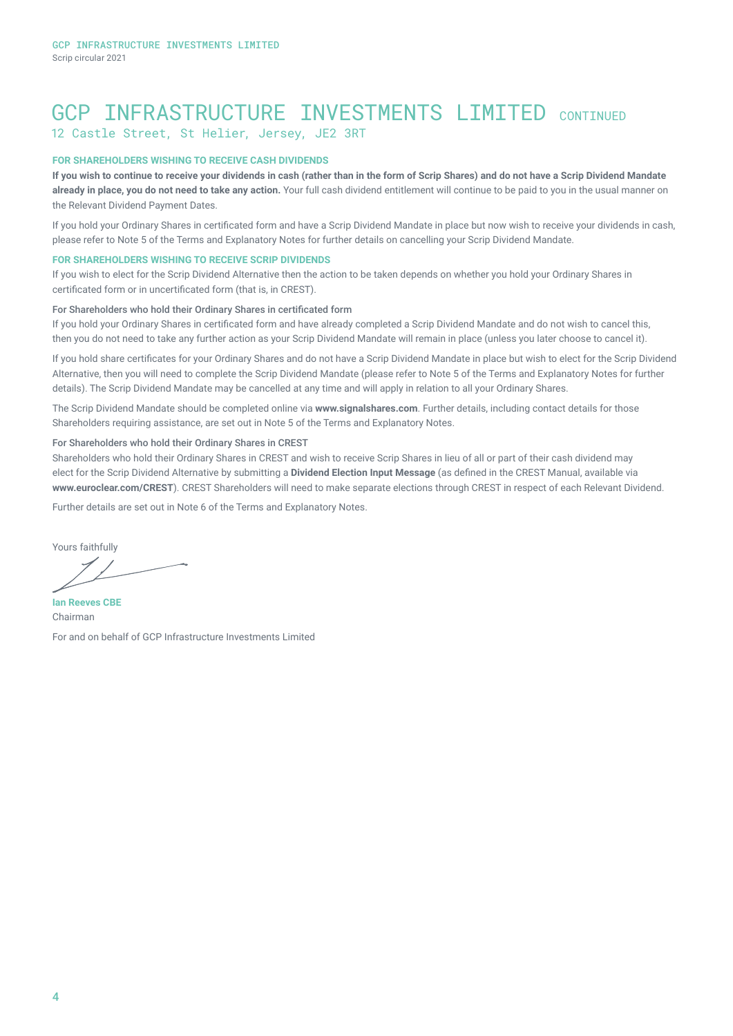# GCP INFRASTRUCTURE INVESTMENTS LIMITED CONTINUED

12 Castle Street, St Helier, Jersey, JE2 3RT

### FOR SHAREHOLDERS WISHING TO RECEIVE CASH DIVIDENDS

**If you wish to continue to receive your dividends in cash (rather than in the form of Scrip Shares) and do not have a Scrip Dividend Mandate already in place, you do not need to take any action.** Your full cash dividend entitlement will continue to be paid to you in the usual manner on the Relevant Dividend Payment Dates.

If you hold your Ordinary Shares in certificated form and have a Scrip Dividend Mandate in place but now wish to receive your dividends in cash, please refer to Note 5 of the Terms and Explanatory Notes for further details on cancelling your Scrip Dividend Mandate.

### FOR SHAREHOLDERS WISHING TO RECEIVE SCRIP DIVIDENDS

If you wish to elect for the Scrip Dividend Alternative then the action to be taken depends on whether you hold your Ordinary Shares in certificated form or in uncertificated form (that is, in CREST).

#### For Shareholders who hold their Ordinary Shares in certificated form

If you hold your Ordinary Shares in certificated form and have already completed a Scrip Dividend Mandate and do not wish to cancel this, then you do not need to take any further action as your Scrip Dividend Mandate will remain in place (unless you later choose to cancel it).

If you hold share certificates for your Ordinary Shares and do not have a Scrip Dividend Mandate in place but wish to elect for the Scrip Dividend Alternative, then you will need to complete the Scrip Dividend Mandate (please refer to Note 5 of the Terms and Explanatory Notes for further details). The Scrip Dividend Mandate may be cancelled at any time and will apply in relation to all your Ordinary Shares.

The Scrip Dividend Mandate should be completed online via **www.signalshares.com**. Further details, including contact details for those Shareholders requiring assistance, are set out in Note 5 of the Terms and Explanatory Notes.

#### For Shareholders who hold their Ordinary Shares in CREST

Shareholders who hold their Ordinary Shares in CREST and wish to receive Scrip Shares in lieu of all or part of their cash dividend may elect for the Scrip Dividend Alternative by submitting a **Dividend Election Input Message** (as defined in the CREST Manual, available via **www.euroclear.com/CREST**). CREST Shareholders will need to make separate elections through CREST in respect of each Relevant Dividend.

Further details are set out in Note 6 of the Terms and Explanatory Notes.

Yours faithfully

**Ian Reeves CBE**
Chairman

For and on behalf of GCP Infrastructure Investments Limited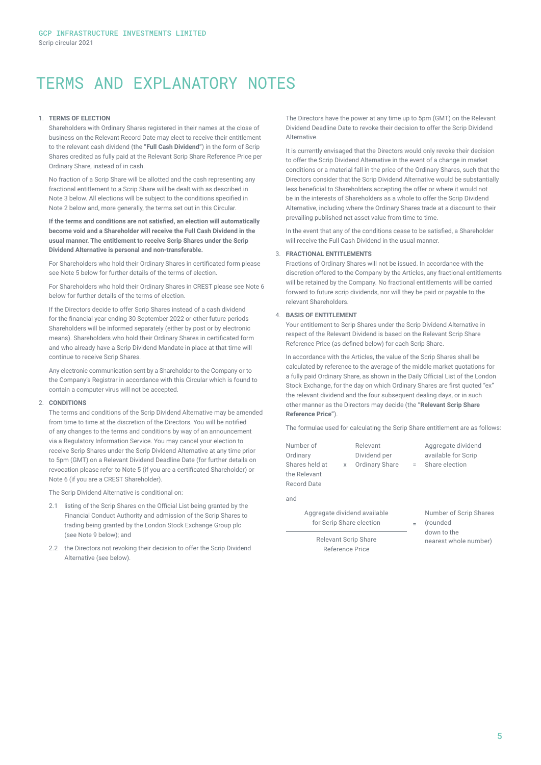# TERMS AND EXPLANATORY NOTES

1. **TERMS OF ELECTION**

   Shareholders with Ordinary Shares registered in their names at the close of business on the Relevant Record Date may elect to receive their entitlement to the relevant cash dividend (the **"Full Cash Dividend"**) in the form of Scrip Shares credited as fully paid at the Relevant Scrip Share Reference Price per Ordinary Share, instead of in cash.

   No fraction of a Scrip Share will be allotted and the cash representing any fractional entitlement to a Scrip Share will be dealt with as described in Note 3 below. All elections will be subject to the conditions specified in Note 2 below and, more generally, the terms set out in this Circular.

   **If the terms and conditions are not satisfied, an election will automatically become void and a Shareholder will receive the Full Cash Dividend in the usual manner. The entitlement to receive Scrip Shares under the Scrip Dividend Alternative is personal and non-transferable.**

   For Shareholders who hold their Ordinary Shares in certificated form please see Note 5 below for further details of the terms of election.

   For Shareholders who hold their Ordinary Shares in CREST please see Note 6 below for further details of the terms of election.

   If the Directors decide to offer Scrip Shares instead of a cash dividend for the financial year ending 30 September 2022 or other future periods Shareholders will be informed separately (either by post or by electronic means). Shareholders who hold their Ordinary Shares in certificated form and who already have a Scrip Dividend Mandate in place at that time will continue to receive Scrip Shares.

   Any electronic communication sent by a Shareholder to the Company or to the Company's Registrar in accordance with this Circular which is found to contain a computer virus will not be accepted.

2. **CONDITIONS**

   The terms and conditions of the Scrip Dividend Alternative may be amended from time to time at the discretion of the Directors. You will be notified of any changes to the terms and conditions by way of an announcement via a Regulatory Information Service. You may cancel your election to receive Scrip Shares under the Scrip Dividend Alternative at any time prior to 5pm (GMT) on a Relevant Dividend Deadline Date (for further details on revocation please refer to Note 5 (if you are a certificated Shareholder) or Note 6 (if you are a CREST Shareholder).

   The Scrip Dividend Alternative is conditional on:

   2.1 listing of the Scrip Shares on the Official List being granted by the Financial Conduct Authority and admission of the Scrip Shares to trading being granted by the London Stock Exchange Group plc (see Note 9 below); and

   2.2 the Directors not revoking their decision to offer the Scrip Dividend Alternative (see below).

   The Directors have the power at any time up to 5pm (GMT) on the Relevant Dividend Deadline Date to revoke their decision to offer the Scrip Dividend Alternative.

   It is currently envisaged that the Directors would only revoke their decision to offer the Scrip Dividend Alternative in the event of a change in market conditions or a material fall in the price of the Ordinary Shares, such that the Directors consider that the Scrip Dividend Alternative would be substantially less beneficial to Shareholders accepting the offer or where it would not be in the interests of Shareholders as a whole to offer the Scrip Dividend Alternative, including where the Ordinary Shares trade at a discount to their prevailing published net asset value from time to time.

   In the event that any of the conditions cease to be satisfied, a Shareholder will receive the Full Cash Dividend in the usual manner.

3. **FRACTIONAL ENTITLEMENTS**

   Fractions of Ordinary Shares will not be issued. In accordance with the discretion offered to the Company by the Articles, any fractional entitlements will be retained by the Company. No fractional entitlements will be carried forward to future scrip dividends, nor will they be paid or payable to the relevant Shareholders.

4. **BASIS OF ENTITLEMENT**

   Your entitlement to Scrip Shares under the Scrip Dividend Alternative in respect of the Relevant Dividend is based on the Relevant Scrip Share Reference Price (as defined below) for each Scrip Share.

   In accordance with the Articles, the value of the Scrip Shares shall be calculated by reference to the average of the middle market quotations for a fully paid Ordinary Share, as shown in the Daily Official List of the London Stock Exchange, for the day on which Ordinary Shares are first quoted "ex" the relevant dividend and the four subsequent dealing days, or in such other manner as the Directors may decide (the **"Relevant Scrip Share Reference Price"**).

   The formulae used for calculating the Scrip Share entitlement are as follows:

   $$\text{Number of Ordinary Shares held at the Relevant Record Date} \times \text{Relevant Dividend per Ordinary Share} = \text{Aggregate dividend available for Scrip Share election}$$

   and

   $$\frac{\text{Aggregate dividend available for Scrip Share election}}{\text{Relevant Scrip Share Reference Price}} = \text{Number of Scrip Shares (rounded down to the nearest whole number)}$$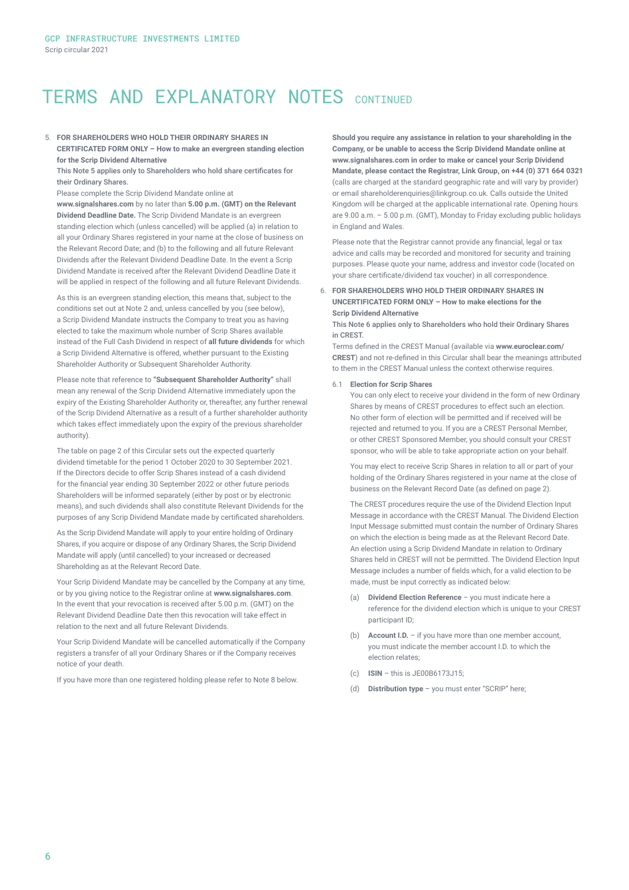# TERMS AND EXPLANATORY NOTES CONTINUED

5. **FOR SHAREHOLDERS WHO HOLD THEIR ORDINARY SHARES IN CERTIFICATED FORM ONLY – How to make an evergreen standing election for the Scrip Dividend Alternative**

   **This Note 5 applies only to Shareholders who hold share certificates for their Ordinary Shares.**

   Please complete the Scrip Dividend Mandate online at **www.signalshares.com** by no later than **5.00 p.m. (GMT) on the Relevant Dividend Deadline Date.** The Scrip Dividend Mandate is an evergreen standing election which (unless cancelled) will be applied (a) in relation to all your Ordinary Shares registered in your name at the close of business on the Relevant Record Date; and (b) to the following and all future Relevant Dividends after the Relevant Dividend Deadline Date. In the event a Scrip Dividend Mandate is received after the Relevant Dividend Deadline Date it will be applied in respect of the following and all future Relevant Dividends.

   As this is an evergreen standing election, this means that, subject to the conditions set out at Note 2 and, unless cancelled by you (see below), a Scrip Dividend Mandate instructs the Company to treat you as having elected to take the maximum whole number of Scrip Shares available instead of the Full Cash Dividend in respect of **all future dividends** for which a Scrip Dividend Alternative is offered, whether pursuant to the Existing Shareholder Authority or Subsequent Shareholder Authority.

   Please note that reference to **"Subsequent Shareholder Authority"** shall mean any renewal of the Scrip Dividend Alternative immediately upon the expiry of the Existing Shareholder Authority or, thereafter, any further renewal of the Scrip Dividend Alternative as a result of a further shareholder authority which takes effect immediately upon the expiry of the previous shareholder authority).

   The table on page 2 of this Circular sets out the expected quarterly dividend timetable for the period 1 October 2020 to 30 September 2021. If the Directors decide to offer Scrip Shares instead of a cash dividend for the financial year ending 30 September 2022 or other future periods Shareholders will be informed separately (either by post or by electronic means), and such dividends shall also constitute Relevant Dividends for the purposes of any Scrip Dividend Mandate made by certificated shareholders.

   As the Scrip Dividend Mandate will apply to your entire holding of Ordinary Shares, if you acquire or dispose of any Ordinary Shares, the Scrip Dividend Mandate will apply (until cancelled) to your increased or decreased Shareholding as at the Relevant Record Date.

   Your Scrip Dividend Mandate may be cancelled by the Company at any time, or by you giving notice to the Registrar online at **www.signalshares.com**. In the event that your revocation is received after 5.00 p.m. (GMT) on the Relevant Dividend Deadline Date then this revocation will take effect in relation to the next and all future Relevant Dividends.

   Your Scrip Dividend Mandate will be cancelled automatically if the Company registers a transfer of all your Ordinary Shares or if the Company receives notice of your death.

   If you have more than one registered holding please refer to Note 8 below.

   **Should you require any assistance in relation to your shareholding in the Company, or be unable to access the Scrip Dividend Mandate online at www.signalshares.com in order to make or cancel your Scrip Dividend Mandate, please contact the Registrar, Link Group, on +44 (0) 371 664 0321** (calls are charged at the standard geographic rate and will vary by provider) or email shareholderenquiries@linkgroup.co.uk. Calls outside the United Kingdom will be charged at the applicable international rate. Opening hours are 9.00 a.m. – 5.00 p.m. (GMT), Monday to Friday excluding public holidays in England and Wales.

   Please note that the Registrar cannot provide any financial, legal or tax advice and calls may be recorded and monitored for security and training purposes. Please quote your name, address and investor code (located on your share certificate/dividend tax voucher) in all correspondence.

6. **FOR SHAREHOLDERS WHO HOLD THEIR ORDINARY SHARES IN UNCERTIFICATED FORM ONLY – How to make elections for the Scrip Dividend Alternative**

   **This Note 6 applies only to Shareholders who hold their Ordinary Shares in CREST.**

   Terms defined in the CREST Manual (available via **www.euroclear.com/CREST**) and not re-defined in this Circular shall bear the meanings attributed to them in the CREST Manual unless the context otherwise requires.

   6.1 **Election for Scrip Shares**

   You can only elect to receive your dividend in the form of new Ordinary Shares by means of CREST procedures to effect such an election. No other form of election will be permitted and if received will be rejected and returned to you. If you are a CREST Personal Member, or other CREST Sponsored Member, you should consult your CREST sponsor, who will be able to take appropriate action on your behalf.

   You may elect to receive Scrip Shares in relation to all or part of your holding of the Ordinary Shares registered in your name at the close of business on the Relevant Record Date (as defined on page 2).

   The CREST procedures require the use of the Dividend Election Input Message in accordance with the CREST Manual. The Dividend Election Input Message submitted must contain the number of Ordinary Shares on which the election is being made as at the Relevant Record Date. An election using a Scrip Dividend Mandate in relation to Ordinary Shares held in CREST will not be permitted. The Dividend Election Input Message includes a number of fields which, for a valid election to be made, must be input correctly as indicated below:

   (a) **Dividend Election Reference** – you must indicate here a reference for the dividend election which is unique to your CREST participant ID;

   (b) **Account I.D.** – if you have more than one member account, you must indicate the member account I.D. to which the election relates;

   (c) **ISIN** – this is JE00B6173J15;

   (d) **Distribution type** – you must enter "SCRIP" here;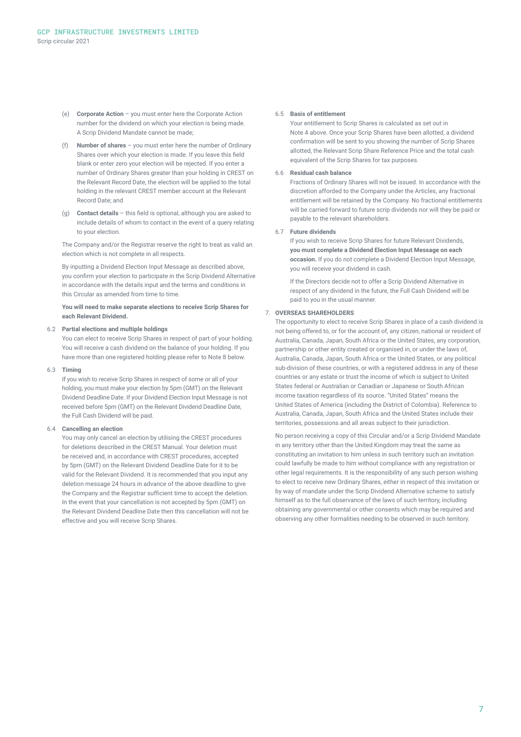(e) **Corporate Action** – you must enter here the Corporate Action number for the dividend on which your election is being made. A Scrip Dividend Mandate cannot be made;

(f) **Number of shares** – you must enter here the number of Ordinary Shares over which your election is made. If you leave this field blank or enter zero your election will be rejected. If you enter a number of Ordinary Shares greater than your holding in CREST on the Relevant Record Date, the election will be applied to the total holding in the relevant CREST member account at the Relevant Record Date; and

(g) **Contact details** – this field is optional, although you are asked to include details of whom to contact in the event of a query relating to your election.

The Company and/or the Registrar reserve the right to treat as valid an election which is not complete in all respects.

By inputting a Dividend Election Input Message as described above, you confirm your election to participate in the Scrip Dividend Alternative in accordance with the details input and the terms and conditions in this Circular as amended from time to time.

**You will need to make separate elections to receive Scrip Shares for each Relevant Dividend.**

6.2 **Partial elections and multiple holdings**

You can elect to receive Scrip Shares in respect of part of your holding. You will receive a cash dividend on the balance of your holding. If you have more than one registered holding please refer to Note 8 below.

6.3 **Timing**

If you wish to receive Scrip Shares in respect of some or all of your holding, you must make your election by 5pm (GMT) on the Relevant Dividend Deadline Date. If your Dividend Election Input Message is not received before 5pm (GMT) on the Relevant Dividend Deadline Date, the Full Cash Dividend will be paid.

6.4 **Cancelling an election**

You may only cancel an election by utilising the CREST procedures for deletions described in the CREST Manual. Your deletion must be received and, in accordance with CREST procedures, accepted by 5pm (GMT) on the Relevant Dividend Deadline Date for it to be valid for the Relevant Dividend. It is recommended that you input any deletion message 24 hours in advance of the above deadline to give the Company and the Registrar sufficient time to accept the deletion. In the event that your cancellation is not accepted by 5pm (GMT) on the Relevant Dividend Deadline Date then this cancellation will not be effective and you will receive Scrip Shares.

6.5 **Basis of entitlement**

Your entitlement to Scrip Shares is calculated as set out in Note 4 above. Once your Scrip Shares have been allotted, a dividend confirmation will be sent to you showing the number of Scrip Shares allotted, the Relevant Scrip Share Reference Price and the total cash equivalent of the Scrip Shares for tax purposes.

6.6 **Residual cash balance**

Fractions of Ordinary Shares will not be issued. In accordance with the discretion afforded to the Company under the Articles, any fractional entitlement will be retained by the Company. No fractional entitlements will be carried forward to future scrip dividends nor will they be paid or payable to the relevant shareholders.

6.7 **Future dividends**

If you wish to receive Scrip Shares for future Relevant Dividends, **you must complete a Dividend Election Input Message on each occasion.** If you do not complete a Dividend Election Input Message, you will receive your dividend in cash.

If the Directors decide not to offer a Scrip Dividend Alternative in respect of any dividend in the future, the Full Cash Dividend will be paid to you in the usual manner.

## 7. OVERSEAS SHAREHOLDERS

The opportunity to elect to receive Scrip Shares in place of a cash dividend is not being offered to, or for the account of, any citizen, national or resident of Australia, Canada, Japan, South Africa or the United States, any corporation, partnership or other entity created or organised in, or under the laws of, Australia, Canada, Japan, South Africa or the United States, or any political sub-division of these countries, or with a registered address in any of these countries or any estate or trust the income of which is subject to United States federal or Australian or Canadian or Japanese or South African income taxation regardless of its source. "United States" means the United States of America (including the District of Colombia). Reference to Australia, Canada, Japan, South Africa and the United States include their territories, possessions and all areas subject to their jurisdiction.

No person receiving a copy of this Circular and/or a Scrip Dividend Mandate in any territory other than the United Kingdom may treat the same as constituting an invitation to him unless in such territory such an invitation could lawfully be made to him without compliance with any registration or other legal requirements. It is the responsibility of any such person wishing to elect to receive new Ordinary Shares, either in respect of this invitation or by way of mandate under the Scrip Dividend Alternative scheme to satisfy himself as to the full observance of the laws of such territory, including obtaining any governmental or other consents which may be required and observing any other formalities needing to be observed in such territory.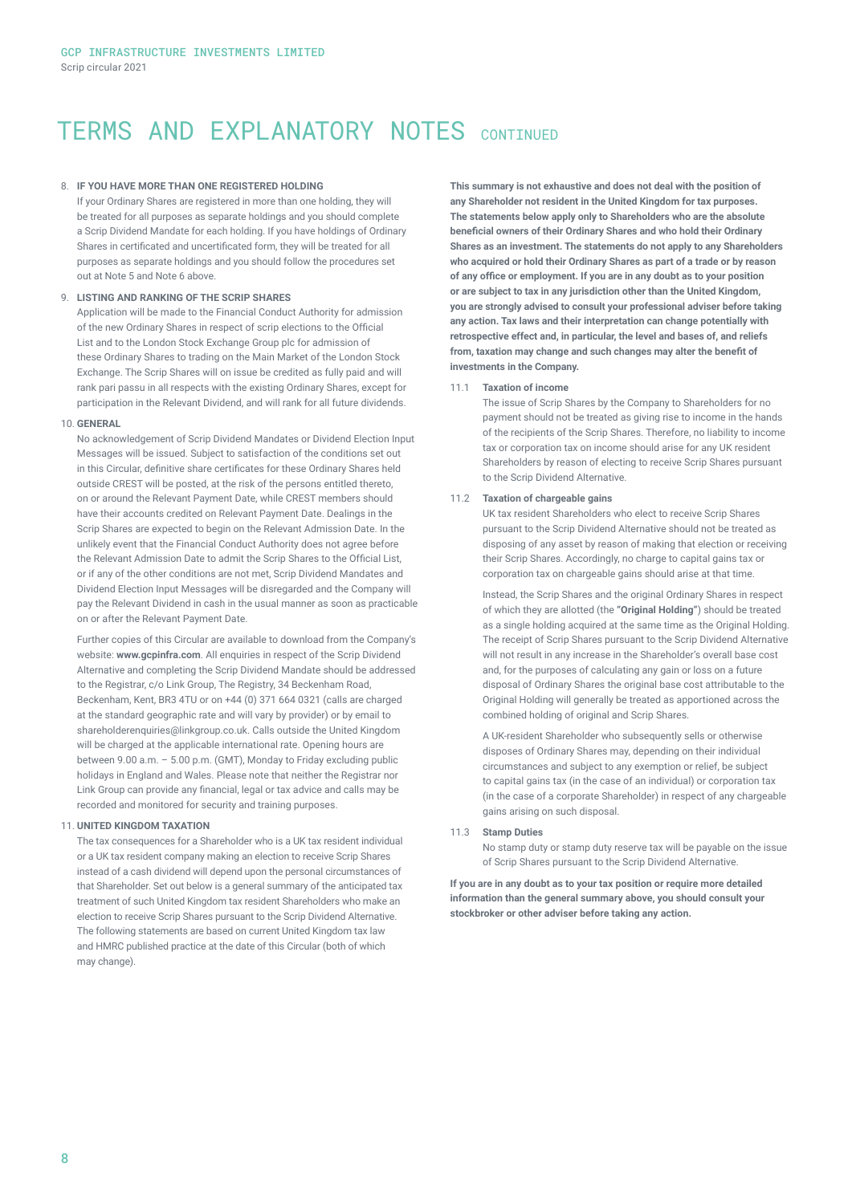# TERMS AND EXPLANATORY NOTES CONTINUED

8. **IF YOU HAVE MORE THAN ONE REGISTERED HOLDING**

   If your Ordinary Shares are registered in more than one holding, they will be treated for all purposes as separate holdings and you should complete a Scrip Dividend Mandate for each holding. If you have holdings of Ordinary Shares in certificated and uncertificated form, they will be treated for all purposes as separate holdings and you should follow the procedures set out at Note 5 and Note 6 above.

9. **LISTING AND RANKING OF THE SCRIP SHARES**

   Application will be made to the Financial Conduct Authority for admission of the new Ordinary Shares in respect of scrip elections to the Official List and to the London Stock Exchange Group plc for admission of these Ordinary Shares to trading on the Main Market of the London Stock Exchange. The Scrip Shares will on issue be credited as fully paid and will rank pari passu in all respects with the existing Ordinary Shares, except for participation in the Relevant Dividend, and will rank for all future dividends.

10. **GENERAL**

    No acknowledgement of Scrip Dividend Mandates or Dividend Election Input Messages will be issued. Subject to satisfaction of the conditions set out in this Circular, definitive share certificates for these Ordinary Shares held outside CREST will be posted, at the risk of the persons entitled thereto, on or around the Relevant Payment Date, while CREST members should have their accounts credited on Relevant Payment Date. Dealings in the Scrip Shares are expected to begin on the Relevant Admission Date. In the unlikely event that the Financial Conduct Authority does not agree before the Relevant Admission Date to admit the Scrip Shares to the Official List, or if any of the other conditions are not met, Scrip Dividend Mandates and Dividend Election Input Messages will be disregarded and the Company will pay the Relevant Dividend in cash in the usual manner as soon as practicable on or after the Relevant Payment Date.

    Further copies of this Circular are available to download from the Company's website: **www.gcpinfra.com**. All enquiries in respect of the Scrip Dividend Alternative and completing the Scrip Dividend Mandate should be addressed to the Registrar, c/o Link Group, The Registry, 34 Beckenham Road, Beckenham, Kent, BR3 4TU or on +44 (0) 371 664 0321 (calls are charged at the standard geographic rate and will vary by provider) or by email to shareholderenquiries@linkgroup.co.uk. Calls outside the United Kingdom will be charged at the applicable international rate. Opening hours are between 9.00 a.m. – 5.00 p.m. (GMT), Monday to Friday excluding public holidays in England and Wales. Please note that neither the Registrar nor Link Group can provide any financial, legal or tax advice and calls may be recorded and monitored for security and training purposes.

11. **UNITED KINGDOM TAXATION**

    The tax consequences for a Shareholder who is a UK tax resident individual or a UK tax resident company making an election to receive Scrip Shares instead of a cash dividend will depend upon the personal circumstances of that Shareholder. Set out below is a general summary of the anticipated tax treatment of such United Kingdom tax resident Shareholders who make an election to receive Scrip Shares pursuant to the Scrip Dividend Alternative. The following statements are based on current United Kingdom tax law and HMRC published practice at the date of this Circular (both of which may change).

    **This summary is not exhaustive and does not deal with the position of any Shareholder not resident in the United Kingdom for tax purposes. The statements below apply only to Shareholders who are the absolute beneficial owners of their Ordinary Shares and who hold their Ordinary Shares as an investment. The statements do not apply to any Shareholders who acquired or hold their Ordinary Shares as part of a trade or by reason of any office or employment. If you are in any doubt as to your position or are subject to tax in any jurisdiction other than the United Kingdom, you are strongly advised to consult your professional adviser before taking any action. Tax laws and their interpretation can change potentially with retrospective effect and, in particular, the level and bases of, and reliefs from, taxation may change and such changes may alter the benefit of investments in the Company.**

    11.1 **Taxation of income**

    The issue of Scrip Shares by the Company to Shareholders for no payment should not be treated as giving rise to income in the hands of the recipients of the Scrip Shares. Therefore, no liability to income tax or corporation tax on income should arise for any UK resident Shareholders by reason of electing to receive Scrip Shares pursuant to the Scrip Dividend Alternative.

    11.2 **Taxation of chargeable gains**

    UK tax resident Shareholders who elect to receive Scrip Shares pursuant to the Scrip Dividend Alternative should not be treated as disposing of any asset by reason of making that election or receiving their Scrip Shares. Accordingly, no charge to capital gains tax or corporation tax on chargeable gains should arise at that time.

    Instead, the Scrip Shares and the original Ordinary Shares in respect of which they are allotted (the **"Original Holding"**) should be treated as a single holding acquired at the same time as the Original Holding. The receipt of Scrip Shares pursuant to the Scrip Dividend Alternative will not result in any increase in the Shareholder's overall base cost and, for the purposes of calculating any gain or loss on a future disposal of Ordinary Shares the original base cost attributable to the Original Holding will generally be treated as apportioned across the combined holding of original and Scrip Shares.

    A UK-resident Shareholder who subsequently sells or otherwise disposes of Ordinary Shares may, depending on their individual circumstances and subject to any exemption or relief, be subject to capital gains tax (in the case of an individual) or corporation tax (in the case of a corporate Shareholder) in respect of any chargeable gains arising on such disposal.

    11.3 **Stamp Duties**

    No stamp duty or stamp duty reserve tax will be payable on the issue of Scrip Shares pursuant to the Scrip Dividend Alternative.

    **If you are in any doubt as to your tax position or require more detailed information than the general summary above, you should consult your stockbroker or other adviser before taking any action.**